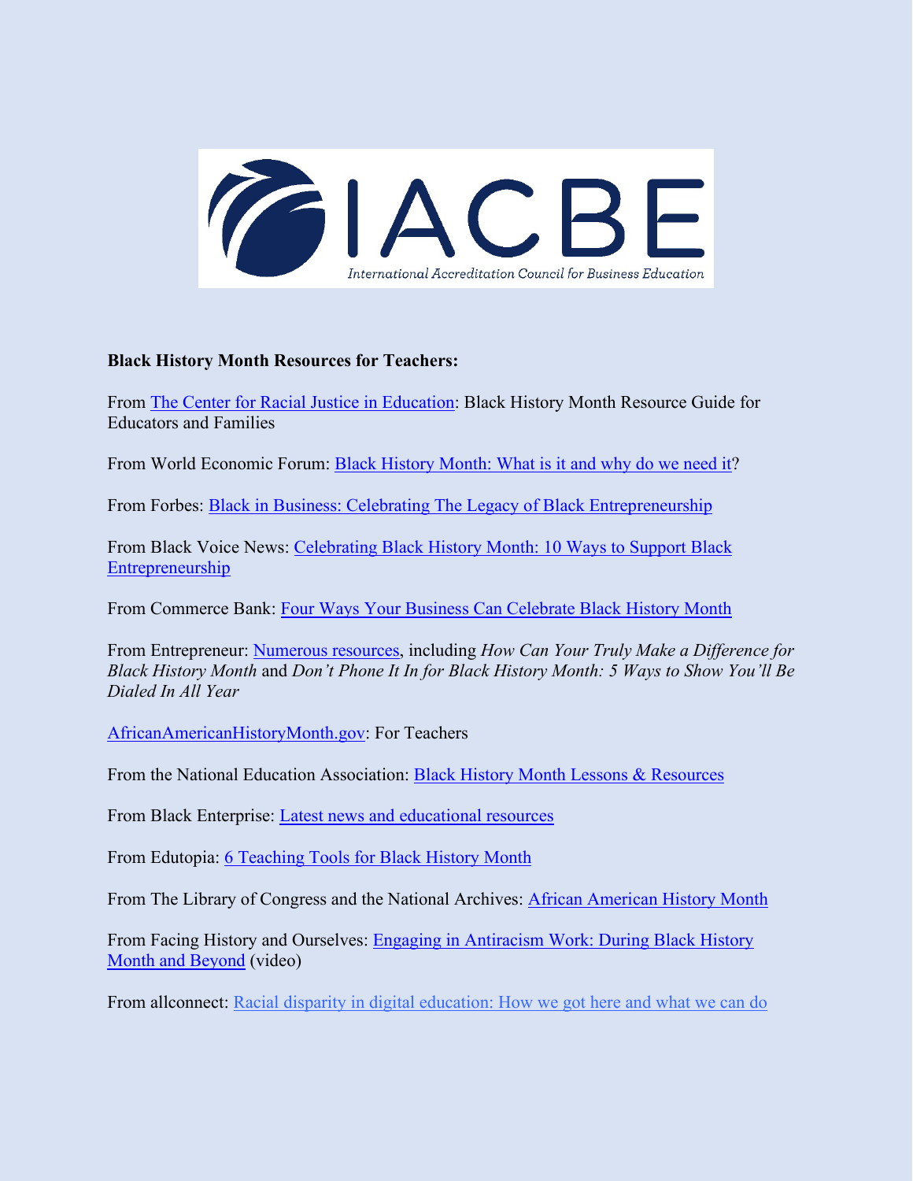IACBE

International Accreditation Council for Business Education

**Black History Month Resources for Teachers:**

From The Center for Racial Justice in Education: Black History Month Resource Guide for Educators and Families

From World Economic Forum: Black History Month: What is it and why do we need it?

From Forbes: Black in Business: Celebrating The Legacy of Black Entrepreneurship

From Black Voice News: Celebrating Black History Month: 10 Ways to Support Black Entrepreneurship

From Commerce Bank: Four Ways Your Business Can Celebrate Black History Month

From Entrepreneur: Numerous resources, including *How Can Your Truly Make a Difference for Black History Month* and *Don't Phone It In for Black History Month: 5 Ways to Show You'll Be Dialed In All Year*

AfricanAmericanHistoryMonth.gov: For Teachers

From the National Education Association: Black History Month Lessons & Resources

From Black Enterprise: Latest news and educational resources

From Edutopia: 6 Teaching Tools for Black History Month

From The Library of Congress and the National Archives: African American History Month

From Facing History and Ourselves: Engaging in Antiracism Work: During Black History Month and Beyond (video)

From allconnect: Racial disparity in digital education: How we got here and what we can do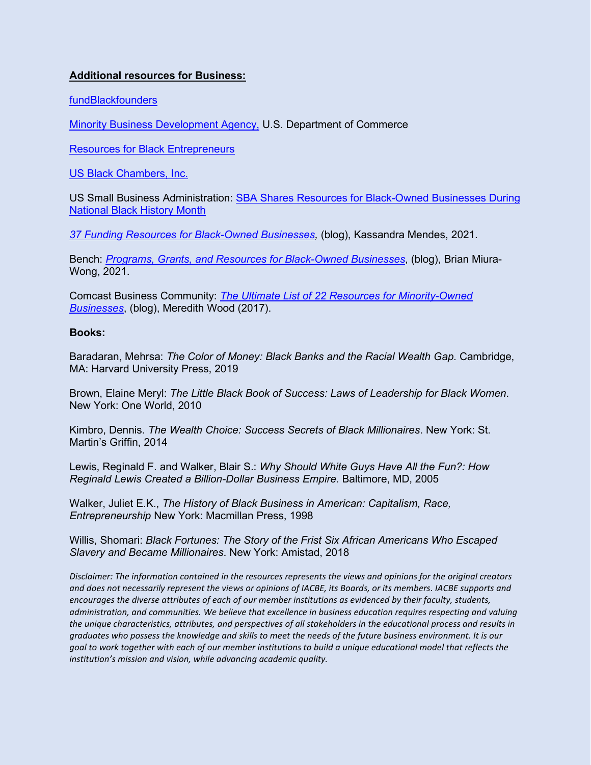**Additional resources for Business:**

fundBlackfounders

Minority Business Development Agency, U.S. Department of Commerce

Resources for Black Entrepreneurs

US Black Chambers, Inc.

US Small Business Administration: SBA Shares Resources for Black-Owned Businesses During National Black History Month

*37 Funding Resources for Black-Owned Businesses,* (blog), Kassandra Mendes, 2021.

Bench: *Programs, Grants, and Resources for Black-Owned Businesses*, (blog), Brian Miura-Wong, 2021.

Comcast Business Community: *The Ultimate List of 22 Resources for Minority-Owned Businesses*, (blog), Meredith Wood (2017).

**Books:**

Baradaran, Mehrsa: *The Color of Money: Black Banks and the Racial Wealth Gap*. Cambridge, MA: Harvard University Press, 2019

Brown, Elaine Meryl: *The Little Black Book of Success: Laws of Leadership for Black Women*. New York: One World, 2010

Kimbro, Dennis. *The Wealth Choice: Success Secrets of Black Millionaires*. New York: St. Martin's Griffin, 2014

Lewis, Reginald F. and Walker, Blair S.: *Why Should White Guys Have All the Fun?: How Reginald Lewis Created a Billion-Dollar Business Empire.* Baltimore, MD, 2005

Walker, Juliet E.K., *The History of Black Business in American: Capitalism, Race, Entrepreneurship* New York: Macmillan Press, 1998

Willis, Shomari: *Black Fortunes: The Story of the Frist Six African Americans Who Escaped Slavery and Became Millionaires*. New York: Amistad, 2018

*Disclaimer: The information contained in the resources represents the views and opinions for the original creators and does not necessarily represent the views or opinions of IACBE, its Boards, or its members. IACBE supports and encourages the diverse attributes of each of our member institutions as evidenced by their faculty, students, administration, and communities. We believe that excellence in business education requires respecting and valuing the unique characteristics, attributes, and perspectives of all stakeholders in the educational process and results in graduates who possess the knowledge and skills to meet the needs of the future business environment. It is our goal to work together with each of our member institutions to build a unique educational model that reflects the institution's mission and vision, while advancing academic quality.*